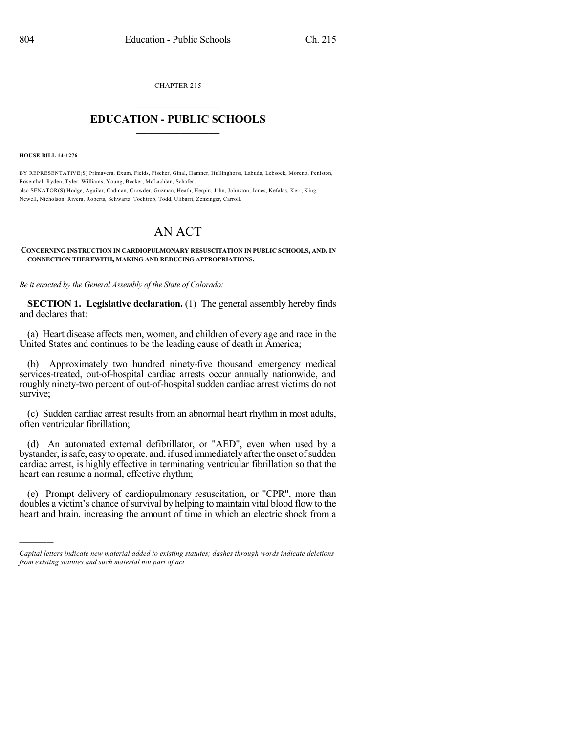CHAPTER 215

## EDUCATION - PUBLIC SCHOOLS

**HOUSE BILL 14-1276**

BY REPRESENTATIVE(S) Primavera, Exum, Fields, Fischer, Ginal, Hamner, Hullinghorst, Labuda, Lebsock, Moreno, Peniston, Rosenthal, Ryden, Tyler, Williams, Young, Becker, McLachlan, Schafer;
also SENATOR(S) Hodge, Aguilar, Cadman, Crowder, Guzman, Heath, Herpin, Jahn, Johnston, Jones, Kefalas, Kerr, King, Newell, Nicholson, Rivera, Roberts, Schwartz, Tochtrop, Todd, Ulibarri, Zenzinger, Carroll.

# AN ACT

**CONCERNING INSTRUCTION IN CARDIOPULMONARY RESUSCITATION IN PUBLIC SCHOOLS, AND, IN CONNECTION THEREWITH, MAKING AND REDUCING APPROPRIATIONS.**

*Be it enacted by the General Assembly of the State of Colorado:*

**SECTION 1. Legislative declaration.** (1) The general assembly hereby finds and declares that:

(a) Heart disease affects men, women, and children of every age and race in the United States and continues to be the leading cause of death in America;

(b) Approximately two hundred ninety-five thousand emergency medical services-treated, out-of-hospital cardiac arrests occur annually nationwide, and roughly ninety-two percent of out-of-hospital sudden cardiac arrest victims do not survive;

(c) Sudden cardiac arrest results from an abnormal heart rhythm in most adults, often ventricular fibrillation;

(d) An automated external defibrillator, or "AED", even when used by a bystander, is safe, easy to operate, and, if used immediately after the onset of sudden cardiac arrest, is highly effective in terminating ventricular fibrillation so that the heart can resume a normal, effective rhythm;

(e) Prompt delivery of cardiopulmonary resuscitation, or "CPR", more than doubles a victim's chance of survival by helping to maintain vital blood flow to the heart and brain, increasing the amount of time in which an electric shock from a

*Capital letters indicate new material added to existing statutes; dashes through words indicate deletions from existing statutes and such material not part of act.*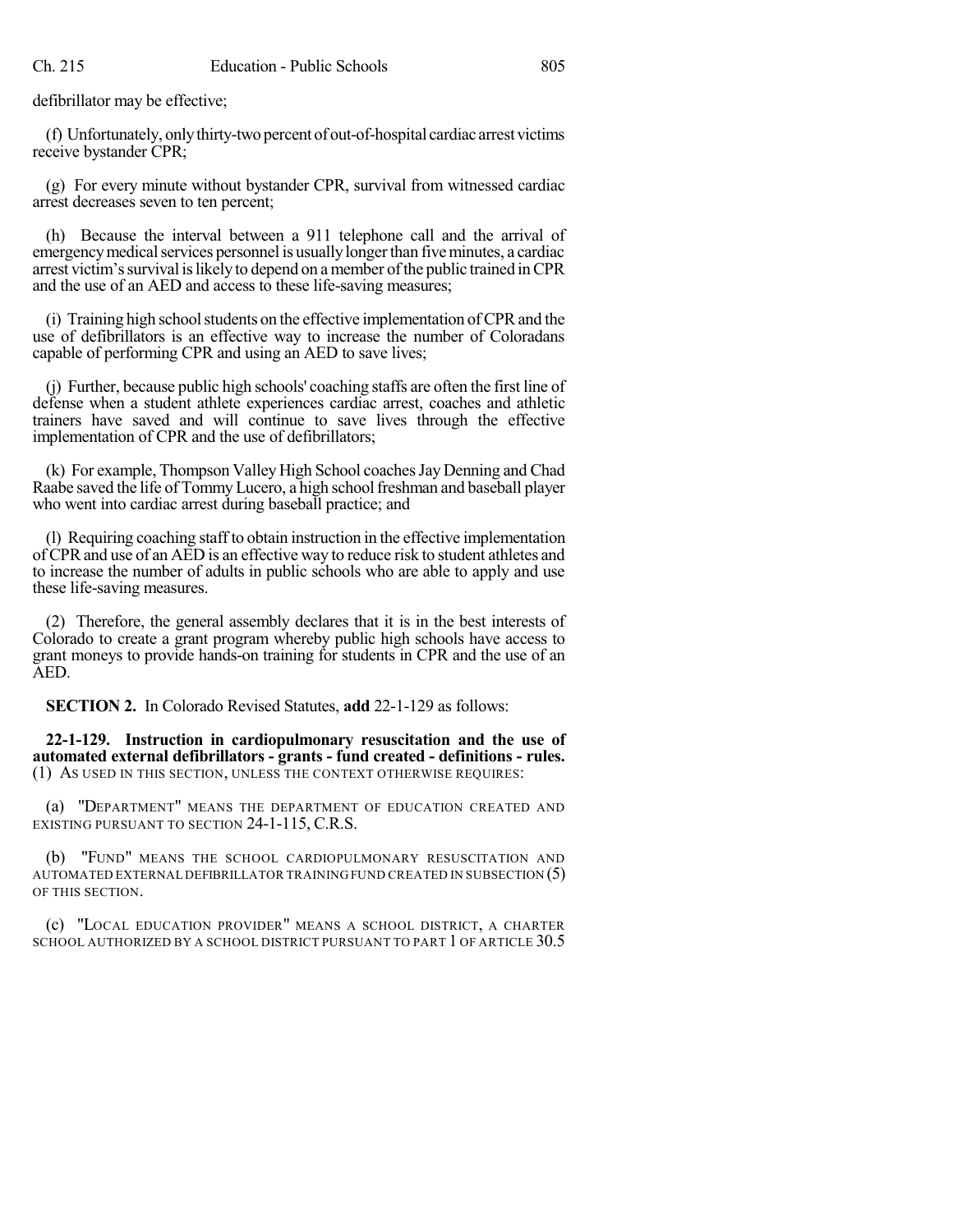defibrillator may be effective;

(f) Unfortunately, only thirty-two percent of out-of-hospital cardiac arrest victims receive bystander CPR;

(g) For every minute without bystander CPR, survival from witnessed cardiac arrest decreases seven to ten percent;

(h) Because the interval between a 911 telephone call and the arrival of emergency medical services personnel is usually longer than five minutes, a cardiac arrest victim's survival is likely to depend on a member of the public trained in CPR and the use of an AED and access to these life-saving measures;

(i) Training high school students on the effective implementation of CPR and the use of defibrillators is an effective way to increase the number of Coloradans capable of performing CPR and using an AED to save lives;

(j) Further, because public high schools' coaching staffs are often the first line of defense when a student athlete experiences cardiac arrest, coaches and athletic trainers have saved and will continue to save lives through the effective implementation of CPR and the use of defibrillators;

(k) For example, Thompson Valley High School coaches Jay Denning and Chad Raabe saved the life of Tommy Lucero, a high school freshman and baseball player who went into cardiac arrest during baseball practice; and

(l) Requiring coaching staff to obtain instruction in the effective implementation of CPR and use of an AED is an effective way to reduce risk to student athletes and to increase the number of adults in public schools who are able to apply and use these life-saving measures.

(2) Therefore, the general assembly declares that it is in the best interests of Colorado to create a grant program whereby public high schools have access to grant moneys to provide hands-on training for students in CPR and the use of an AED.

**SECTION 2.** In Colorado Revised Statutes, **add** 22-1-129 as follows:

**22-1-129. Instruction in cardiopulmonary resuscitation and the use of automated external defibrillators - grants - fund created - definitions - rules.** (1) AS USED IN THIS SECTION, UNLESS THE CONTEXT OTHERWISE REQUIRES:

(a) "DEPARTMENT" MEANS THE DEPARTMENT OF EDUCATION CREATED AND EXISTING PURSUANT TO SECTION 24-1-115, C.R.S.

(b) "FUND" MEANS THE SCHOOL CARDIOPULMONARY RESUSCITATION AND AUTOMATED EXTERNAL DEFIBRILLATOR TRAINING FUND CREATED IN SUBSECTION (5) OF THIS SECTION.

(c) "LOCAL EDUCATION PROVIDER" MEANS A SCHOOL DISTRICT, A CHARTER SCHOOL AUTHORIZED BY A SCHOOL DISTRICT PURSUANT TO PART 1 OF ARTICLE 30.5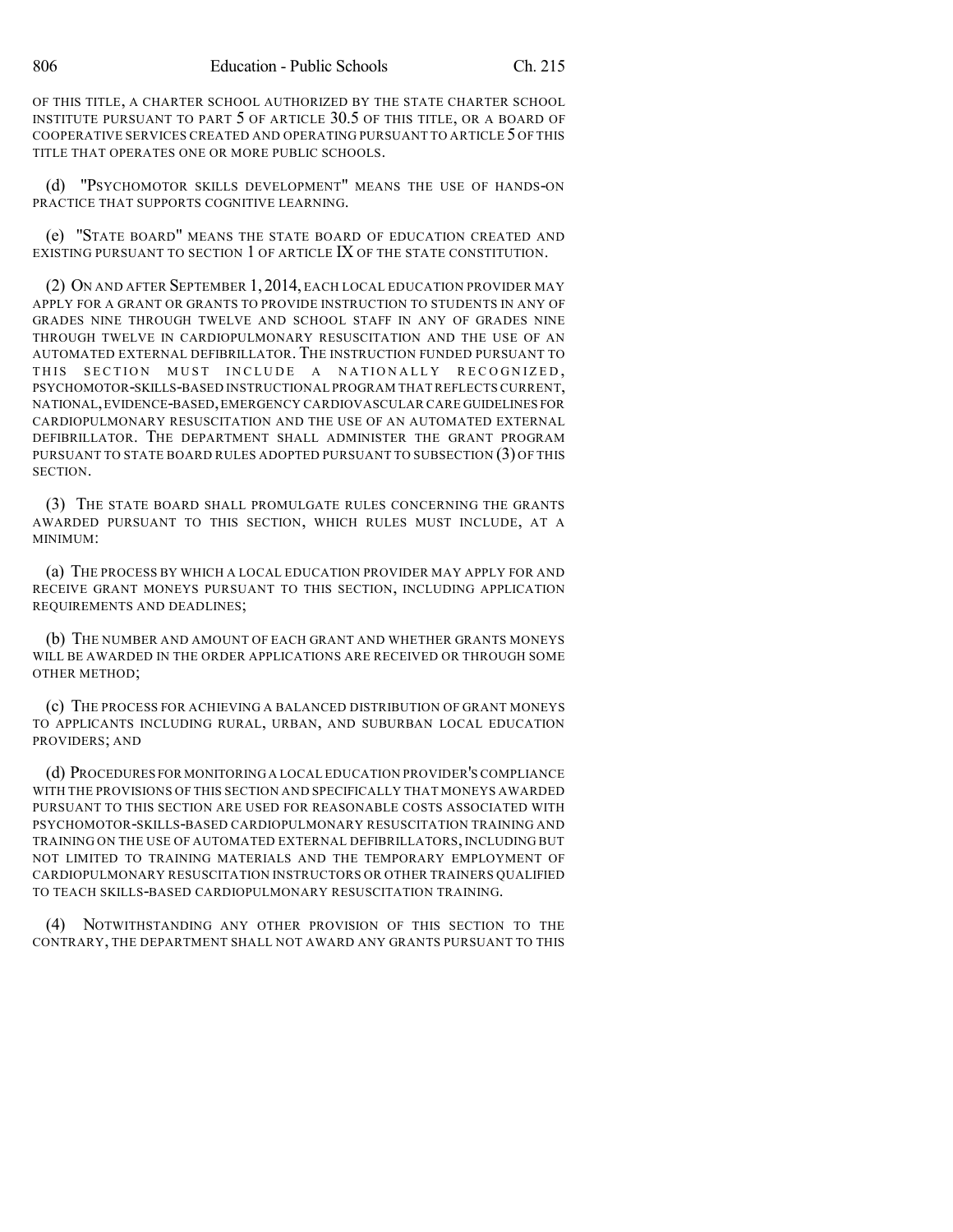OF THIS TITLE, A CHARTER SCHOOL AUTHORIZED BY THE STATE CHARTER SCHOOL INSTITUTE PURSUANT TO PART 5 OF ARTICLE 30.5 OF THIS TITLE, OR A BOARD OF COOPERATIVE SERVICES CREATED AND OPERATING PURSUANT TO ARTICLE 5 OF THIS TITLE THAT OPERATES ONE OR MORE PUBLIC SCHOOLS.

(d) "PSYCHOMOTOR SKILLS DEVELOPMENT" MEANS THE USE OF HANDS-ON PRACTICE THAT SUPPORTS COGNITIVE LEARNING.

(e) "STATE BOARD" MEANS THE STATE BOARD OF EDUCATION CREATED AND EXISTING PURSUANT TO SECTION 1 OF ARTICLE IX OF THE STATE CONSTITUTION.

(2) ON AND AFTER SEPTEMBER 1, 2014, EACH LOCAL EDUCATION PROVIDER MAY APPLY FOR A GRANT OR GRANTS TO PROVIDE INSTRUCTION TO STUDENTS IN ANY OF GRADES NINE THROUGH TWELVE AND SCHOOL STAFF IN ANY OF GRADES NINE THROUGH TWELVE IN CARDIOPULMONARY RESUSCITATION AND THE USE OF AN AUTOMATED EXTERNAL DEFIBRILLATOR. THE INSTRUCTION FUNDED PURSUANT TO THIS SECTION MUST INCLUDE A NATIONALLY RECOGNIZED, PSYCHOMOTOR-SKILLS-BASED INSTRUCTIONAL PROGRAM THAT REFLECTS CURRENT, NATIONAL, EVIDENCE-BASED, EMERGENCY CARDIOVASCULAR CARE GUIDELINES FOR CARDIOPULMONARY RESUSCITATION AND THE USE OF AN AUTOMATED EXTERNAL DEFIBRILLATOR. THE DEPARTMENT SHALL ADMINISTER THE GRANT PROGRAM PURSUANT TO STATE BOARD RULES ADOPTED PURSUANT TO SUBSECTION (3) OF THIS SECTION.

(3) THE STATE BOARD SHALL PROMULGATE RULES CONCERNING THE GRANTS AWARDED PURSUANT TO THIS SECTION, WHICH RULES MUST INCLUDE, AT A MINIMUM:

(a) THE PROCESS BY WHICH A LOCAL EDUCATION PROVIDER MAY APPLY FOR AND RECEIVE GRANT MONEYS PURSUANT TO THIS SECTION, INCLUDING APPLICATION REQUIREMENTS AND DEADLINES;

(b) THE NUMBER AND AMOUNT OF EACH GRANT AND WHETHER GRANTS MONEYS WILL BE AWARDED IN THE ORDER APPLICATIONS ARE RECEIVED OR THROUGH SOME OTHER METHOD;

(c) THE PROCESS FOR ACHIEVING A BALANCED DISTRIBUTION OF GRANT MONEYS TO APPLICANTS INCLUDING RURAL, URBAN, AND SUBURBAN LOCAL EDUCATION PROVIDERS; AND

(d) PROCEDURES FOR MONITORING A LOCAL EDUCATION PROVIDER'S COMPLIANCE WITH THE PROVISIONS OF THIS SECTION AND SPECIFICALLY THAT MONEYS AWARDED PURSUANT TO THIS SECTION ARE USED FOR REASONABLE COSTS ASSOCIATED WITH PSYCHOMOTOR-SKILLS-BASED CARDIOPULMONARY RESUSCITATION TRAINING AND TRAINING ON THE USE OF AUTOMATED EXTERNAL DEFIBRILLATORS, INCLUDING BUT NOT LIMITED TO TRAINING MATERIALS AND THE TEMPORARY EMPLOYMENT OF CARDIOPULMONARY RESUSCITATION INSTRUCTORS OR OTHER TRAINERS QUALIFIED TO TEACH SKILLS-BASED CARDIOPULMONARY RESUSCITATION TRAINING.

(4) NOTWITHSTANDING ANY OTHER PROVISION OF THIS SECTION TO THE CONTRARY, THE DEPARTMENT SHALL NOT AWARD ANY GRANTS PURSUANT TO THIS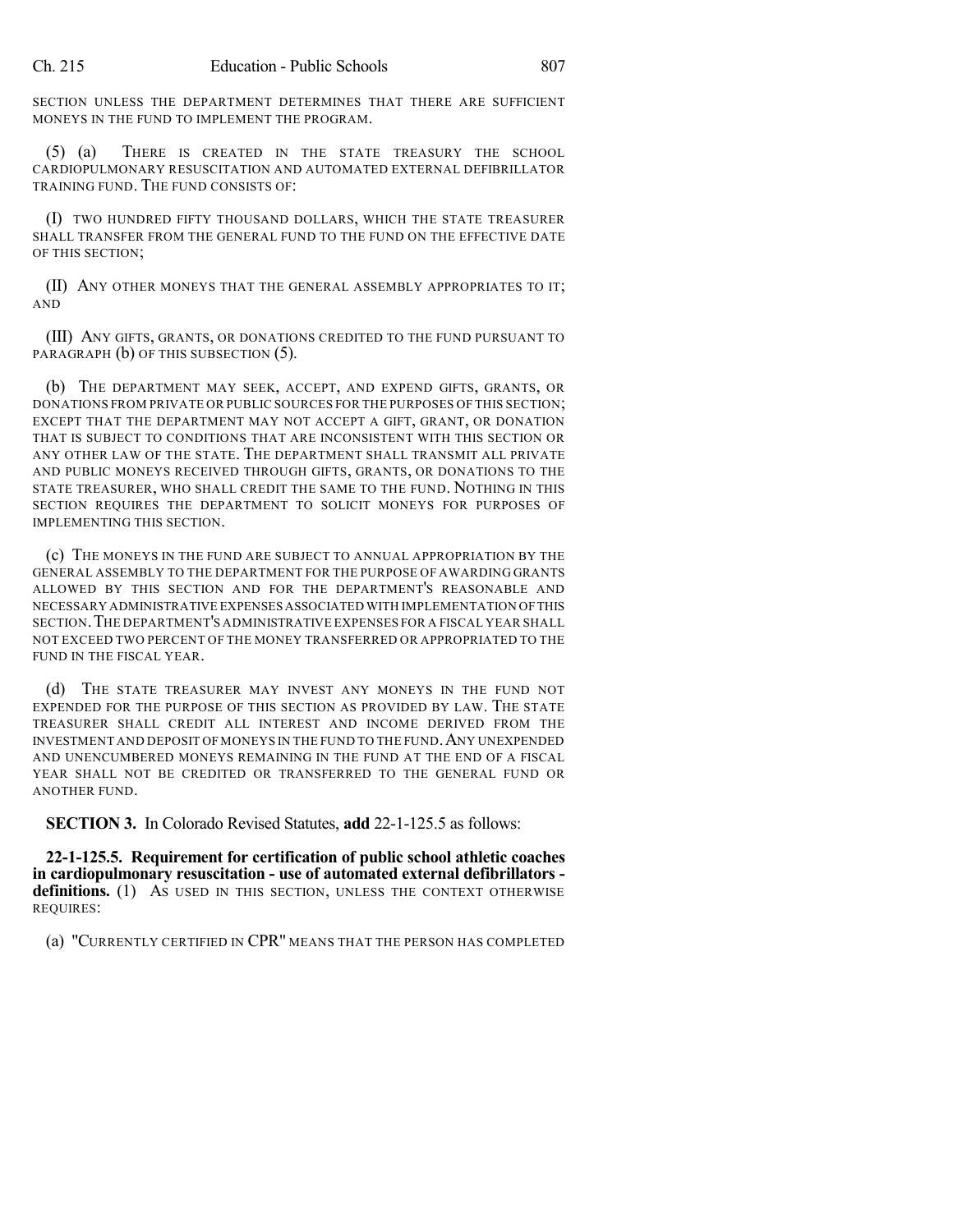SECTION UNLESS THE DEPARTMENT DETERMINES THAT THERE ARE SUFFICIENT MONEYS IN THE FUND TO IMPLEMENT THE PROGRAM.

(5) (a) THERE IS CREATED IN THE STATE TREASURY THE SCHOOL CARDIOPULMONARY RESUSCITATION AND AUTOMATED EXTERNAL DEFIBRILLATOR TRAINING FUND. THE FUND CONSISTS OF:

(I) TWO HUNDRED FIFTY THOUSAND DOLLARS, WHICH THE STATE TREASURER SHALL TRANSFER FROM THE GENERAL FUND TO THE FUND ON THE EFFECTIVE DATE OF THIS SECTION;

(II) ANY OTHER MONEYS THAT THE GENERAL ASSEMBLY APPROPRIATES TO IT; AND

(III) ANY GIFTS, GRANTS, OR DONATIONS CREDITED TO THE FUND PURSUANT TO PARAGRAPH (b) OF THIS SUBSECTION (5).

(b) THE DEPARTMENT MAY SEEK, ACCEPT, AND EXPEND GIFTS, GRANTS, OR DONATIONS FROM PRIVATE OR PUBLIC SOURCES FOR THE PURPOSES OF THIS SECTION; EXCEPT THAT THE DEPARTMENT MAY NOT ACCEPT A GIFT, GRANT, OR DONATION THAT IS SUBJECT TO CONDITIONS THAT ARE INCONSISTENT WITH THIS SECTION OR ANY OTHER LAW OF THE STATE. THE DEPARTMENT SHALL TRANSMIT ALL PRIVATE AND PUBLIC MONEYS RECEIVED THROUGH GIFTS, GRANTS, OR DONATIONS TO THE STATE TREASURER, WHO SHALL CREDIT THE SAME TO THE FUND. NOTHING IN THIS SECTION REQUIRES THE DEPARTMENT TO SOLICIT MONEYS FOR PURPOSES OF IMPLEMENTING THIS SECTION.

(c) THE MONEYS IN THE FUND ARE SUBJECT TO ANNUAL APPROPRIATION BY THE GENERAL ASSEMBLY TO THE DEPARTMENT FOR THE PURPOSE OF AWARDING GRANTS ALLOWED BY THIS SECTION AND FOR THE DEPARTMENT'S REASONABLE AND NECESSARY ADMINISTRATIVE EXPENSES ASSOCIATED WITH IMPLEMENTATION OF THIS SECTION. THE DEPARTMENT'S ADMINISTRATIVE EXPENSES FOR A FISCAL YEAR SHALL NOT EXCEED TWO PERCENT OF THE MONEY TRANSFERRED OR APPROPRIATED TO THE FUND IN THE FISCAL YEAR.

(d) THE STATE TREASURER MAY INVEST ANY MONEYS IN THE FUND NOT EXPENDED FOR THE PURPOSE OF THIS SECTION AS PROVIDED BY LAW. THE STATE TREASURER SHALL CREDIT ALL INTEREST AND INCOME DERIVED FROM THE INVESTMENT AND DEPOSIT OF MONEYS IN THE FUND TO THE FUND. ANY UNEXPENDED AND UNENCUMBERED MONEYS REMAINING IN THE FUND AT THE END OF A FISCAL YEAR SHALL NOT BE CREDITED OR TRANSFERRED TO THE GENERAL FUND OR ANOTHER FUND.

**SECTION 3.** In Colorado Revised Statutes, **add** 22-1-125.5 as follows:

**22-1-125.5. Requirement for certification of public school athletic coaches in cardiopulmonary resuscitation - use of automated external defibrillators - definitions.** (1) AS USED IN THIS SECTION, UNLESS THE CONTEXT OTHERWISE REQUIRES:

(a) "CURRENTLY CERTIFIED IN CPR" MEANS THAT THE PERSON HAS COMPLETED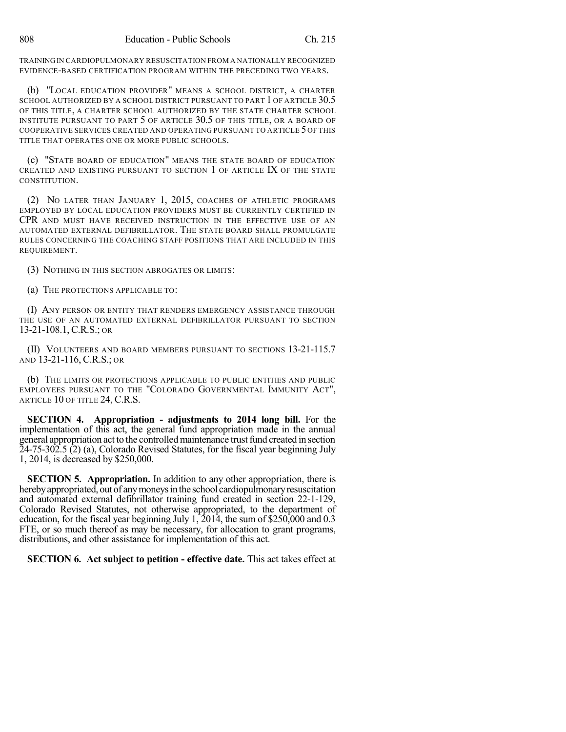TRAINING IN CARDIOPULMONARY RESUSCITATION FROM A NATIONALLY RECOGNIZED EVIDENCE-BASED CERTIFICATION PROGRAM WITHIN THE PRECEDING TWO YEARS.

(b) "LOCAL EDUCATION PROVIDER" MEANS A SCHOOL DISTRICT, A CHARTER SCHOOL AUTHORIZED BY A SCHOOL DISTRICT PURSUANT TO PART 1 OF ARTICLE 30.5 OF THIS TITLE, A CHARTER SCHOOL AUTHORIZED BY THE STATE CHARTER SCHOOL INSTITUTE PURSUANT TO PART 5 OF ARTICLE 30.5 OF THIS TITLE, OR A BOARD OF COOPERATIVE SERVICES CREATED AND OPERATING PURSUANT TO ARTICLE 5 OF THIS TITLE THAT OPERATES ONE OR MORE PUBLIC SCHOOLS.

(c) "STATE BOARD OF EDUCATION" MEANS THE STATE BOARD OF EDUCATION CREATED AND EXISTING PURSUANT TO SECTION 1 OF ARTICLE IX OF THE STATE CONSTITUTION.

(2) NO LATER THAN JANUARY 1, 2015, COACHES OF ATHLETIC PROGRAMS EMPLOYED BY LOCAL EDUCATION PROVIDERS MUST BE CURRENTLY CERTIFIED IN CPR AND MUST HAVE RECEIVED INSTRUCTION IN THE EFFECTIVE USE OF AN AUTOMATED EXTERNAL DEFIBRILLATOR. THE STATE BOARD SHALL PROMULGATE RULES CONCERNING THE COACHING STAFF POSITIONS THAT ARE INCLUDED IN THIS REQUIREMENT.

(3) NOTHING IN THIS SECTION ABROGATES OR LIMITS:

(a) THE PROTECTIONS APPLICABLE TO:

(I) ANY PERSON OR ENTITY THAT RENDERS EMERGENCY ASSISTANCE THROUGH THE USE OF AN AUTOMATED EXTERNAL DEFIBRILLATOR PURSUANT TO SECTION 13-21-108.1, C.R.S.; OR

(II) VOLUNTEERS AND BOARD MEMBERS PURSUANT TO SECTIONS 13-21-115.7 AND 13-21-116, C.R.S.; OR

(b) THE LIMITS OR PROTECTIONS APPLICABLE TO PUBLIC ENTITIES AND PUBLIC EMPLOYEES PURSUANT TO THE "COLORADO GOVERNMENTAL IMMUNITY ACT", ARTICLE 10 OF TITLE 24, C.R.S.

**SECTION 4. Appropriation - adjustments to 2014 long bill.** For the implementation of this act, the general fund appropriation made in the annual general appropriation act to the controlled maintenance trust fund created in section 24-75-302.5 (2) (a), Colorado Revised Statutes, for the fiscal year beginning July 1, 2014, is decreased by $250,000.

**SECTION 5. Appropriation.** In addition to any other appropriation, there is hereby appropriated, out of any moneys in the school cardiopulmonary resuscitation and automated external defibrillator training fund created in section 22-1-129, Colorado Revised Statutes, not otherwise appropriated, to the department of education, for the fiscal year beginning July 1, 2014, the sum of $250,000 and 0.3 FTE, or so much thereof as may be necessary, for allocation to grant programs, distributions, and other assistance for implementation of this act.

**SECTION 6. Act subject to petition - effective date.** This act takes effect at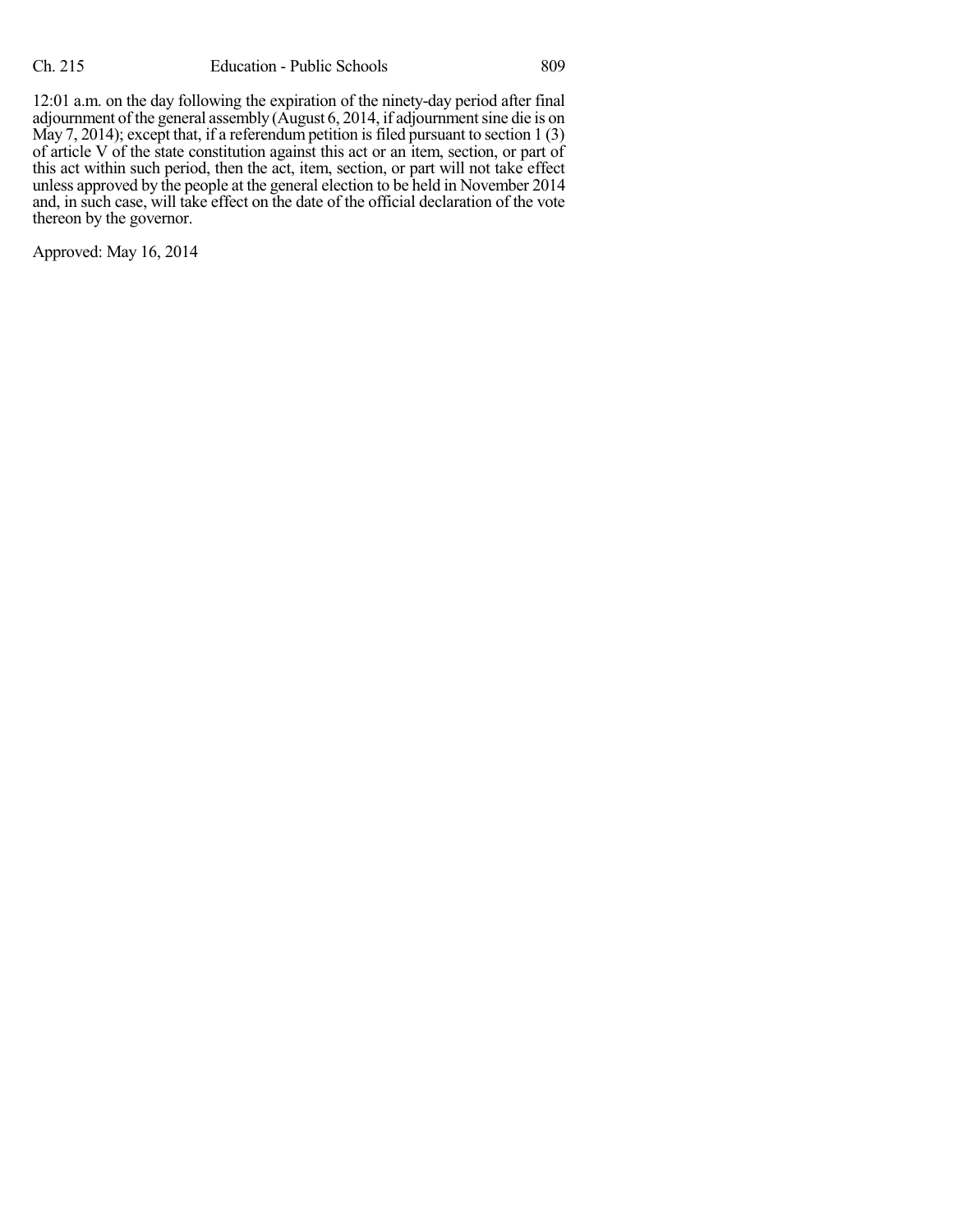12:01 a.m. on the day following the expiration of the ninety-day period after final adjournment of the general assembly (August 6, 2014, if adjournment sine die is on May 7, 2014); except that, if a referendum petition is filed pursuant to section 1 (3) of article V of the state constitution against this act or an item, section, or part of this act within such period, then the act, item, section, or part will not take effect unless approved by the people at the general election to be held in November 2014 and, in such case, will take effect on the date of the official declaration of the vote thereon by the governor.

Approved: May 16, 2014